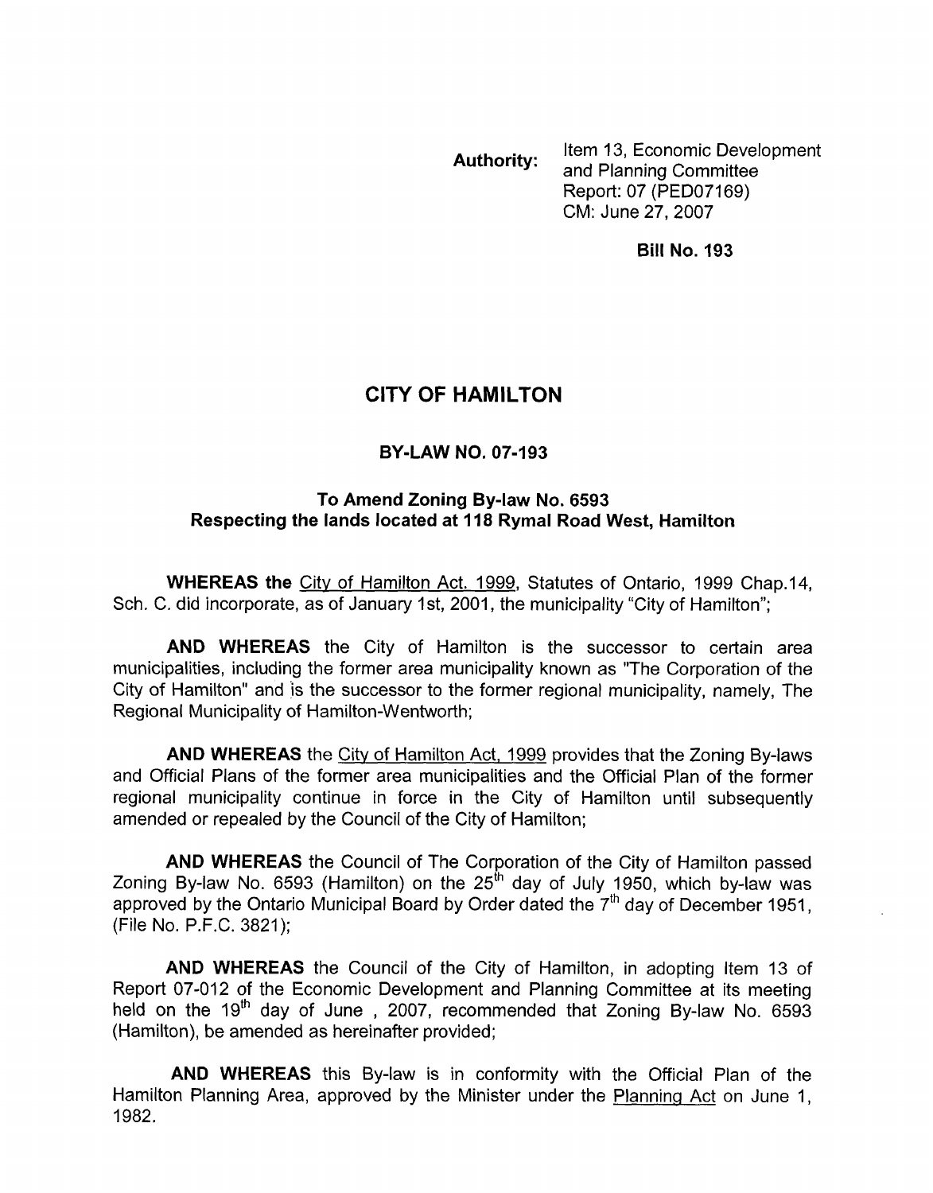**Authority:** Item 13, Economic Development and Planning Committee Report: 07 (PED07169) CM: June 27, 2007

**Bill No. 193**

# CITY OF HAMILTON

## BY-LAW NO. 07-193

### To Amend Zoning By-law No. 6593 Respecting the lands located at 118 Rymal Road West, Hamilton

**WHEREAS the** City of Hamilton Act. 1999, Statutes of Ontario, 1999 Chap.14, Sch. C. did incorporate, as of January 1st, 2001, the municipality "City of Hamilton";

**AND WHEREAS** the City of Hamilton is the successor to certain area municipalities, including the former area municipality known as "The Corporation of the City of Hamilton" and is the successor to the former regional municipality, namely, The Regional Municipality of Hamilton-Wentworth;

**AND WHEREAS** the City of Hamilton Act, 1999 provides that the Zoning By-laws and Official Plans of the former area municipalities and the Official Plan of the former regional municipality continue in force in the City of Hamilton until subsequently amended or repealed by the Council of the City of Hamilton;

**AND WHEREAS** the Council of The Corporation of the City of Hamilton passed Zoning By-law No. 6593 (Hamilton) on the 25th day of July 1950, which by-law was approved by the Ontario Municipal Board by Order dated the 7th day of December 1951, (File No. P.F.C. 3821);

**AND WHEREAS** the Council of the City of Hamilton, in adopting Item 13 of Report 07-012 of the Economic Development and Planning Committee at its meeting held on the 19th day of June , 2007, recommended that Zoning By-law No. 6593 (Hamilton), be amended as hereinafter provided;

**AND WHEREAS** this By-law is in conformity with the Official Plan of the Hamilton Planning Area, approved by the Minister under the Planning Act on June 1, 1982.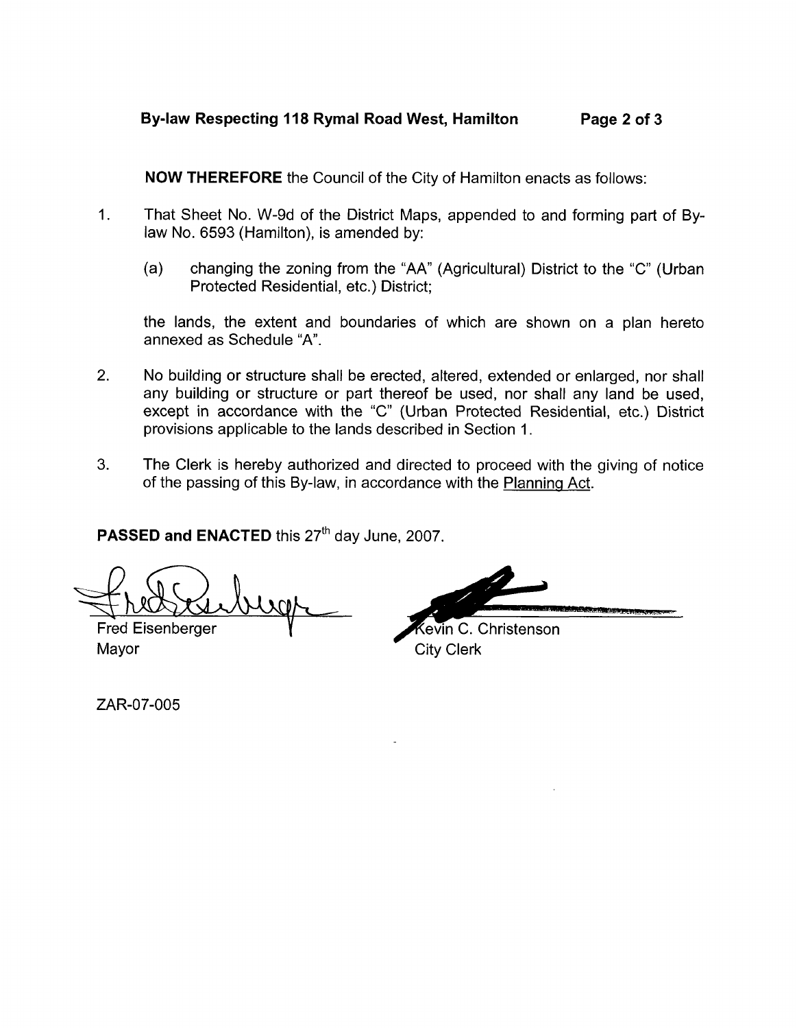**NOW THEREFORE** the Council of the City of Hamilton enacts as follows:

1. That Sheet No. W-9d of the District Maps, appended to and forming part of By-law No. 6593 (Hamilton), is amended by:

   (a) changing the zoning from the "AA" (Agricultural) District to the "C" (Urban Protected Residential, etc.) District;

   the lands, the extent and boundaries of which are shown on a plan hereto annexed as Schedule "A".

2. No building or structure shall be erected, altered, extended or enlarged, nor shall any building or structure or part thereof be used, nor shall any land be used, except in accordance with the "C" (Urban Protected Residential, etc.) District provisions applicable to the lands described in Section 1.

3. The Clerk is hereby authorized and directed to proceed with the giving of notice of the passing of this By-law, in accordance with the Planning Act.

**PASSED and ENACTED** this 27th day June, 2007.

Fred Eisenberger
Mayor

Kevin C. Christenson
City Clerk

ZAR-07-005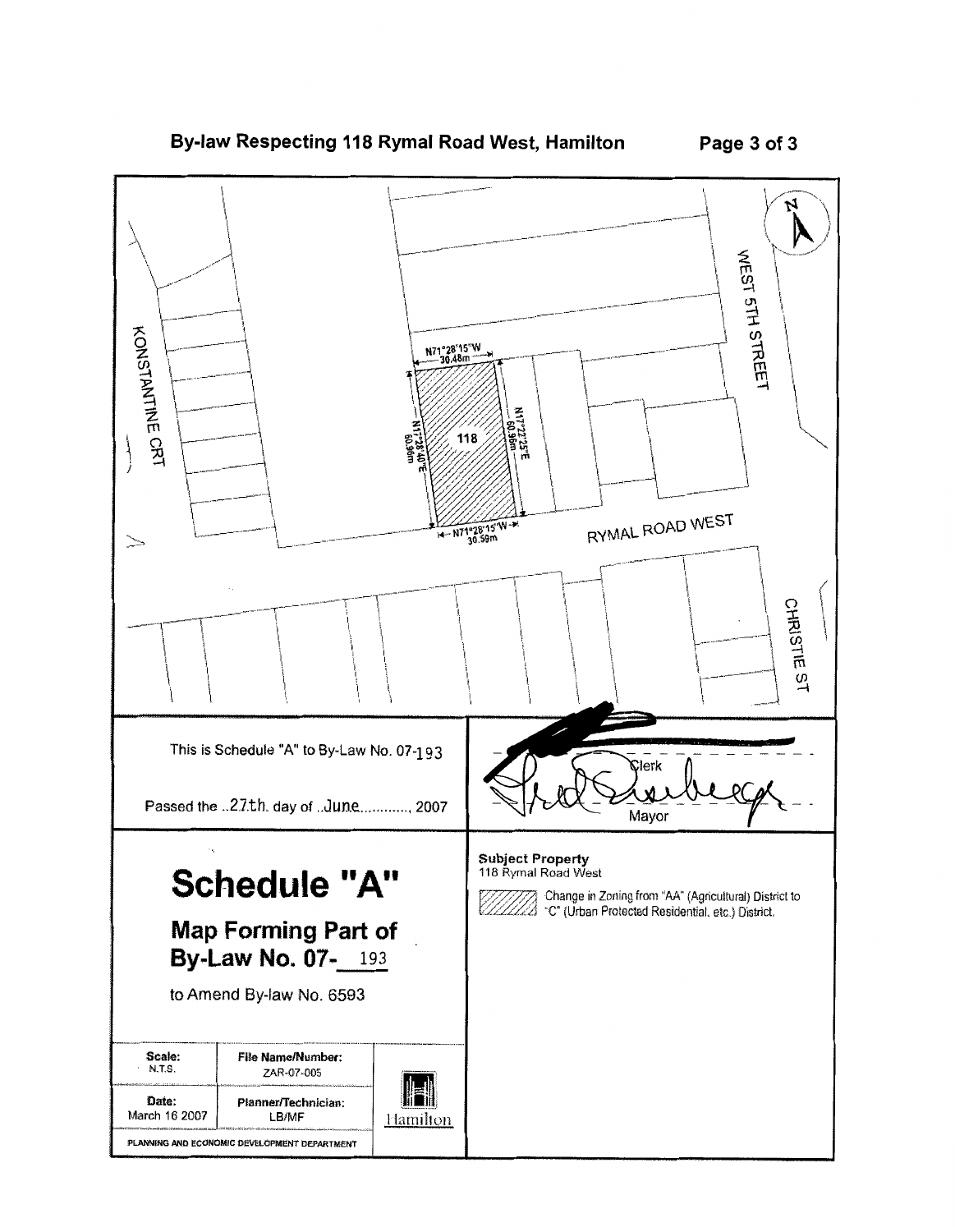# By-law Respecting 118 Rymal Road West, Hamilton

KONSTANTINE CRT

WEST 5TH STREET

RYMAL ROAD WEST

CHRISTIE ST

N

N71°28'15"W
30.48m

N17°28'40"E
60.96m

118

N17°22'25"E
60.96m

N71°28'15"W
30.59m

This is Schedule "A" to By-Law No. 07-193

Passed the ..27th. day of ..June............, 2007

Clerk

Mayor

## Schedule "A"

### Map Forming Part of By-Law No. 07- 193

to Amend By-law No. 6593

| Scale: N.T.S. | File Name/Number: ZAR-07-005 | |
| --- | --- | --- |
| Date: March 16 2007 | Planner/Technician: LB/MF | Hamilton |

PLANNING AND ECONOMIC DEVELOPMENT DEPARTMENT

**Subject Property**
118 Rymal Road West

Change in Zoning from "AA" (Agricultural) District to "C" (Urban Protected Residential, etc.) District.